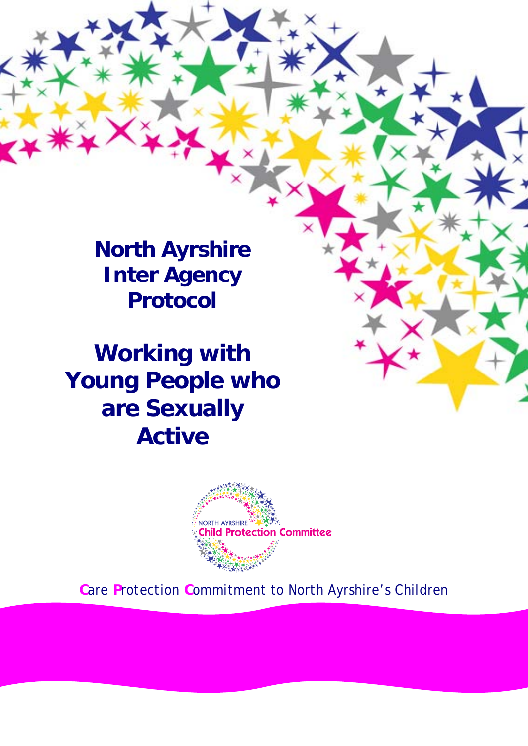# North Ayrshire Inter Agency Protocol

# Working with Young People who are Sexually Active

NORTH AYRSHIRE
Child Protection Committee

Care Protection Commitment to North Ayrshire's Children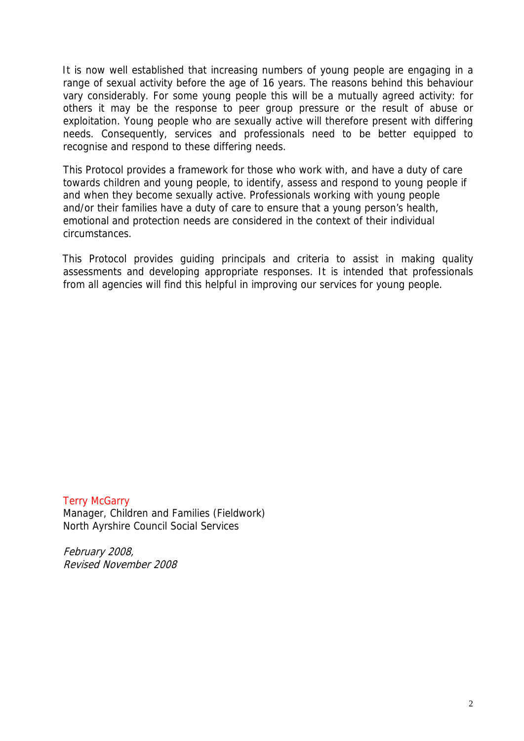It is now well established that increasing numbers of young people are engaging in a range of sexual activity before the age of 16 years. The reasons behind this behaviour vary considerably. For some young people this will be a mutually agreed activity: for others it may be the response to peer group pressure or the result of abuse or exploitation. Young people who are sexually active will therefore present with differing needs. Consequently, services and professionals need to be better equipped to recognise and respond to these differing needs.

This Protocol provides a framework for those who work with, and have a duty of care towards children and young people, to identify, assess and respond to young people if and when they become sexually active. Professionals working with young people and/or their families have a duty of care to ensure that a young person's health, emotional and protection needs are considered in the context of their individual circumstances.

This Protocol provides guiding principals and criteria to assist in making quality assessments and developing appropriate responses. It is intended that professionals from all agencies will find this helpful in improving our services for young people.

Terry McGarry
Manager, Children and Families (Fieldwork)
North Ayrshire Council Social Services

*February 2008,*
*Revised November 2008*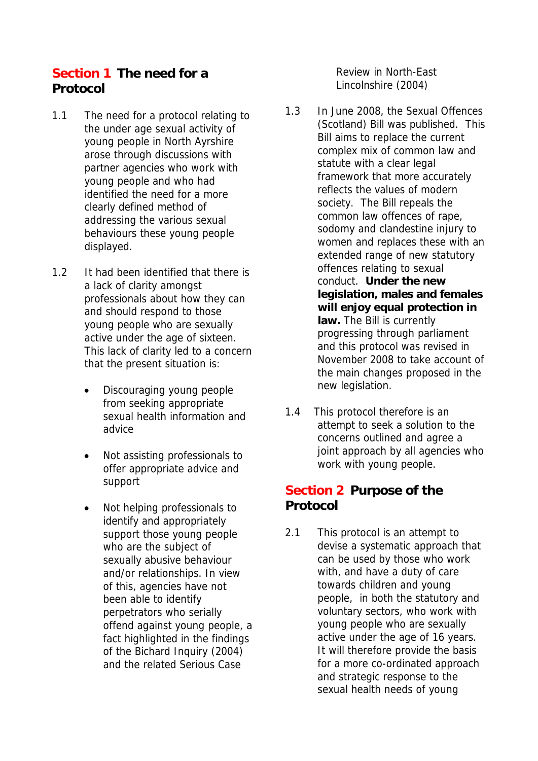## Section 1 The need for a Protocol

1.1 The need for a protocol relating to the under age sexual activity of young people in North Ayrshire arose through discussions with partner agencies who work with young people and who had identified the need for a more clearly defined method of addressing the various sexual behaviours these young people displayed.

1.2 It had been identified that there is a lack of clarity amongst professionals about how they can and should respond to those young people who are sexually active under the age of sixteen. This lack of clarity led to a concern that the present situation is:

- Discouraging young people from seeking appropriate sexual health information and advice
- Not assisting professionals to offer appropriate advice and support
- Not helping professionals to identify and appropriately support those young people who are the subject of sexually abusive behaviour and/or relationships. In view of this, agencies have not been able to identify perpetrators who serially offend against young people, a fact highlighted in the findings of the Bichard Inquiry (2004) and the related Serious Case Review in North-East Lincolnshire (2004)

1.3 In June 2008, the Sexual Offences (Scotland) Bill was published. This Bill aims to replace the current complex mix of common law and statute with a clear legal framework that more accurately reflects the values of modern society. The Bill repeals the common law offences of rape, sodomy and clandestine injury to women and replaces these with an extended range of new statutory offences relating to sexual conduct. **Under the new legislation, males and females will enjoy equal protection in law.** The Bill is currently progressing through parliament and this protocol was revised in November 2008 to take account of the main changes proposed in the new legislation.

1.4 This protocol therefore is an attempt to seek a solution to the concerns outlined and agree a joint approach by all agencies who work with young people.

## Section 2 Purpose of the Protocol

2.1 This protocol is an attempt to devise a systematic approach that can be used by those who work with, and have a duty of care towards children and young people, in both the statutory and voluntary sectors, who work with young people who are sexually active under the age of 16 years. It will therefore provide the basis for a more co-ordinated approach and strategic response to the sexual health needs of young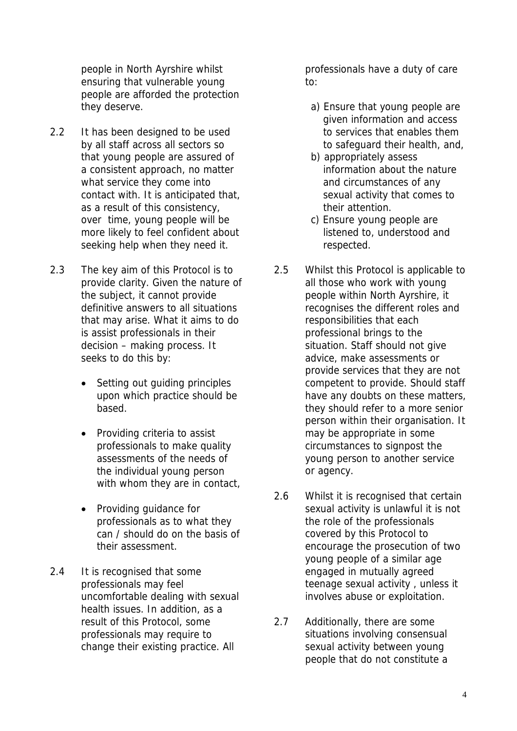people in North Ayrshire whilst ensuring that vulnerable young people are afforded the protection they deserve.

2.2 It has been designed to be used by all staff across all sectors so that young people are assured of a consistent approach, no matter what service they come into contact with. It is anticipated that, as a result of this consistency, over time, young people will be more likely to feel confident about seeking help when they need it.

2.3 The key aim of this Protocol is to provide clarity. Given the nature of the subject, it cannot provide definitive answers to all situations that may arise. What it aims to do is assist professionals in their decision – making process. It seeks to do this by:

- Setting out guiding principles upon which practice should be based.
- Providing criteria to assist professionals to make quality assessments of the needs of the individual young person with whom they are in contact,
- Providing guidance for professionals as to what they can / should do on the basis of their assessment.

2.4 It is recognised that some professionals may feel uncomfortable dealing with sexual health issues. In addition, as a result of this Protocol, some professionals may require to change their existing practice. All professionals have a duty of care to:

a) Ensure that young people are given information and access to services that enables them to safeguard their health, and,
b) appropriately assess information about the nature and circumstances of any sexual activity that comes to their attention.
c) Ensure young people are listened to, understood and respected.

2.5 Whilst this Protocol is applicable to all those who work with young people within North Ayrshire, it recognises the different roles and responsibilities that each professional brings to the situation. Staff should not give advice, make assessments or provide services that they are not competent to provide. Should staff have any doubts on these matters, they should refer to a more senior person within their organisation. It may be appropriate in some circumstances to signpost the young person to another service or agency.

2.6 Whilst it is recognised that certain sexual activity is unlawful it is not the role of the professionals covered by this Protocol to encourage the prosecution of two young people of a similar age engaged in mutually agreed teenage sexual activity , unless it involves abuse or exploitation.

2.7 Additionally, there are some situations involving consensual sexual activity between young people that do not constitute a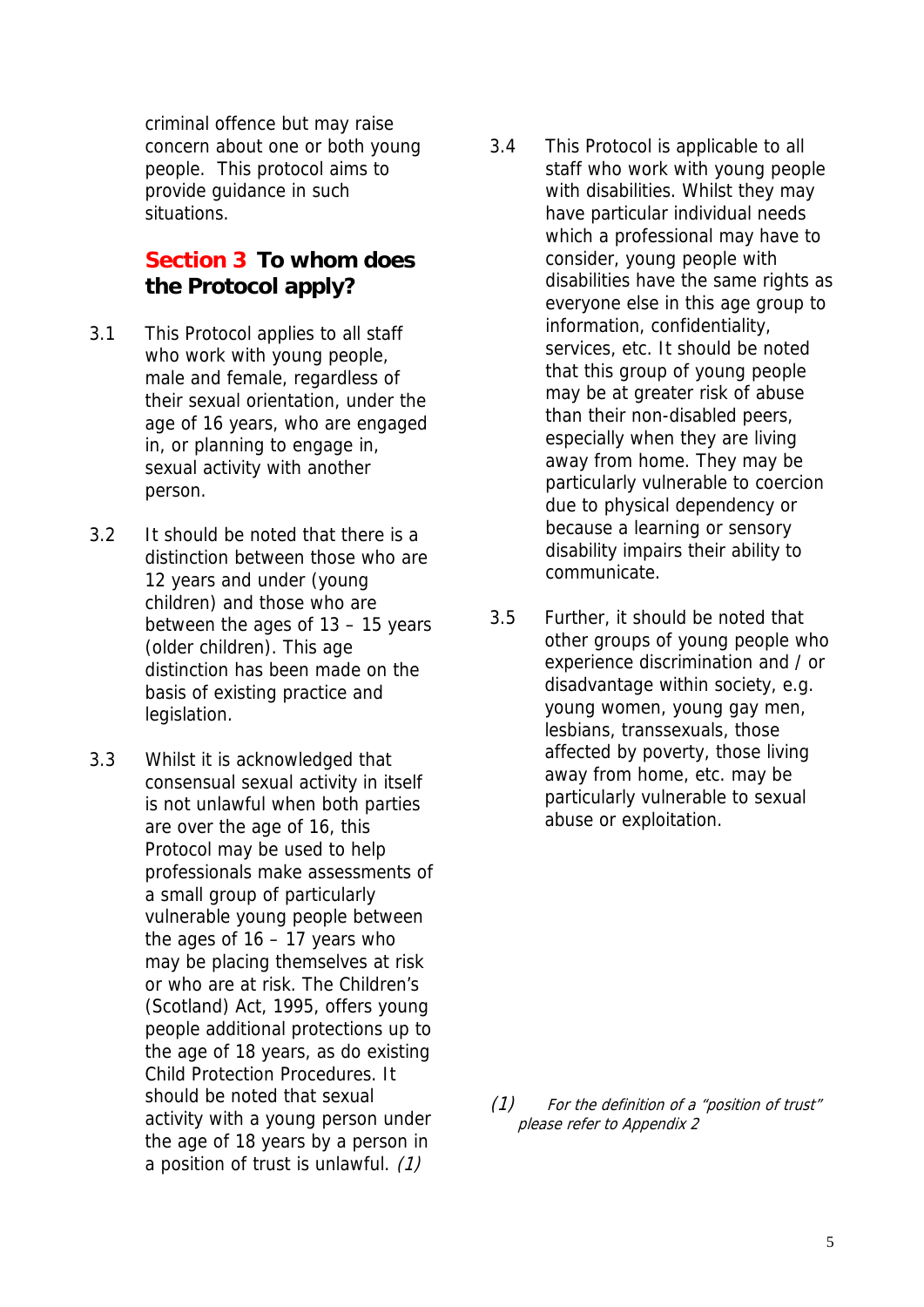criminal offence but may raise concern about one or both young people. This protocol aims to provide guidance in such situations.

## Section 3 To whom does the Protocol apply?

3.1 This Protocol applies to all staff who work with young people, male and female, regardless of their sexual orientation, under the age of 16 years, who are engaged in, or planning to engage in, sexual activity with another person.

3.2 It should be noted that there is a distinction between those who are 12 years and under (young children) and those who are between the ages of 13 – 15 years (older children). This age distinction has been made on the basis of existing practice and legislation.

3.3 Whilst it is acknowledged that consensual sexual activity in itself is not unlawful when both parties are over the age of 16, this Protocol may be used to help professionals make assessments of a small group of particularly vulnerable young people between the ages of 16 – 17 years who may be placing themselves at risk or who are at risk. The Children's (Scotland) Act, 1995, offers young people additional protections up to the age of 18 years, as do existing Child Protection Procedures. It should be noted that sexual activity with a young person under the age of 18 years by a person in a position of trust is unlawful. *(1)*

3.4 This Protocol is applicable to all staff who work with young people with disabilities. Whilst they may have particular individual needs which a professional may have to consider, young people with disabilities have the same rights as everyone else in this age group to information, confidentiality, services, etc. It should be noted that this group of young people may be at greater risk of abuse than their non-disabled peers, especially when they are living away from home. They may be particularly vulnerable to coercion due to physical dependency or because a learning or sensory disability impairs their ability to communicate.

3.5 Further, it should be noted that other groups of young people who experience discrimination and / or disadvantage within society, e.g. young women, young gay men, lesbians, transsexuals, those affected by poverty, those living away from home, etc. may be particularly vulnerable to sexual abuse or exploitation.

*(1) For the definition of a "position of trust" please refer to Appendix 2*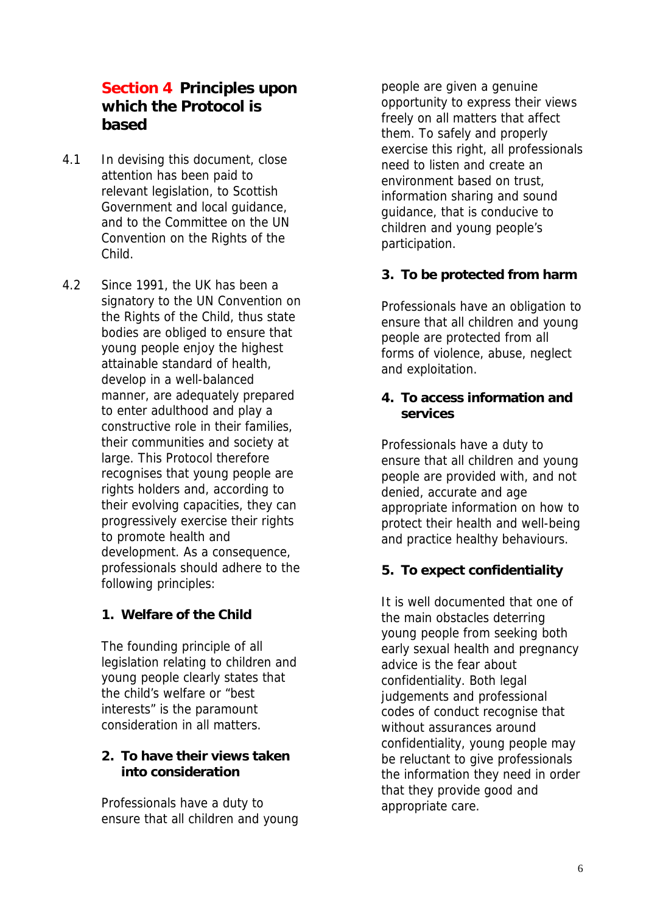## Section 4 Principles upon which the Protocol is based

4.1 In devising this document, close attention has been paid to relevant legislation, to Scottish Government and local guidance, and to the Committee on the UN Convention on the Rights of the Child.

4.2 Since 1991, the UK has been a signatory to the UN Convention on the Rights of the Child, thus state bodies are obliged to ensure that young people enjoy the highest attainable standard of health, develop in a well-balanced manner, are adequately prepared to enter adulthood and play a constructive role in their families, their communities and society at large. This Protocol therefore recognises that young people are rights holders and, according to their evolving capacities, they can progressively exercise their rights to promote health and development. As a consequence, professionals should adhere to the following principles:

**1. Welfare of the Child**

The founding principle of all legislation relating to children and young people clearly states that the child's welfare or "best interests" is the paramount consideration in all matters.

**2. To have their views taken into consideration**

Professionals have a duty to ensure that all children and young people are given a genuine opportunity to express their views freely on all matters that affect them. To safely and properly exercise this right, all professionals need to listen and create an environment based on trust, information sharing and sound guidance, that is conducive to children and young people's participation.

**3. To be protected from harm**

Professionals have an obligation to ensure that all children and young people are protected from all forms of violence, abuse, neglect and exploitation.

**4. To access information and services**

Professionals have a duty to ensure that all children and young people are provided with, and not denied, accurate and age appropriate information on how to protect their health and well-being and practice healthy behaviours.

**5. To expect confidentiality**

It is well documented that one of the main obstacles deterring young people from seeking both early sexual health and pregnancy advice is the fear about confidentiality. Both legal judgements and professional codes of conduct recognise that without assurances around confidentiality, young people may be reluctant to give professionals the information they need in order that they provide good and appropriate care.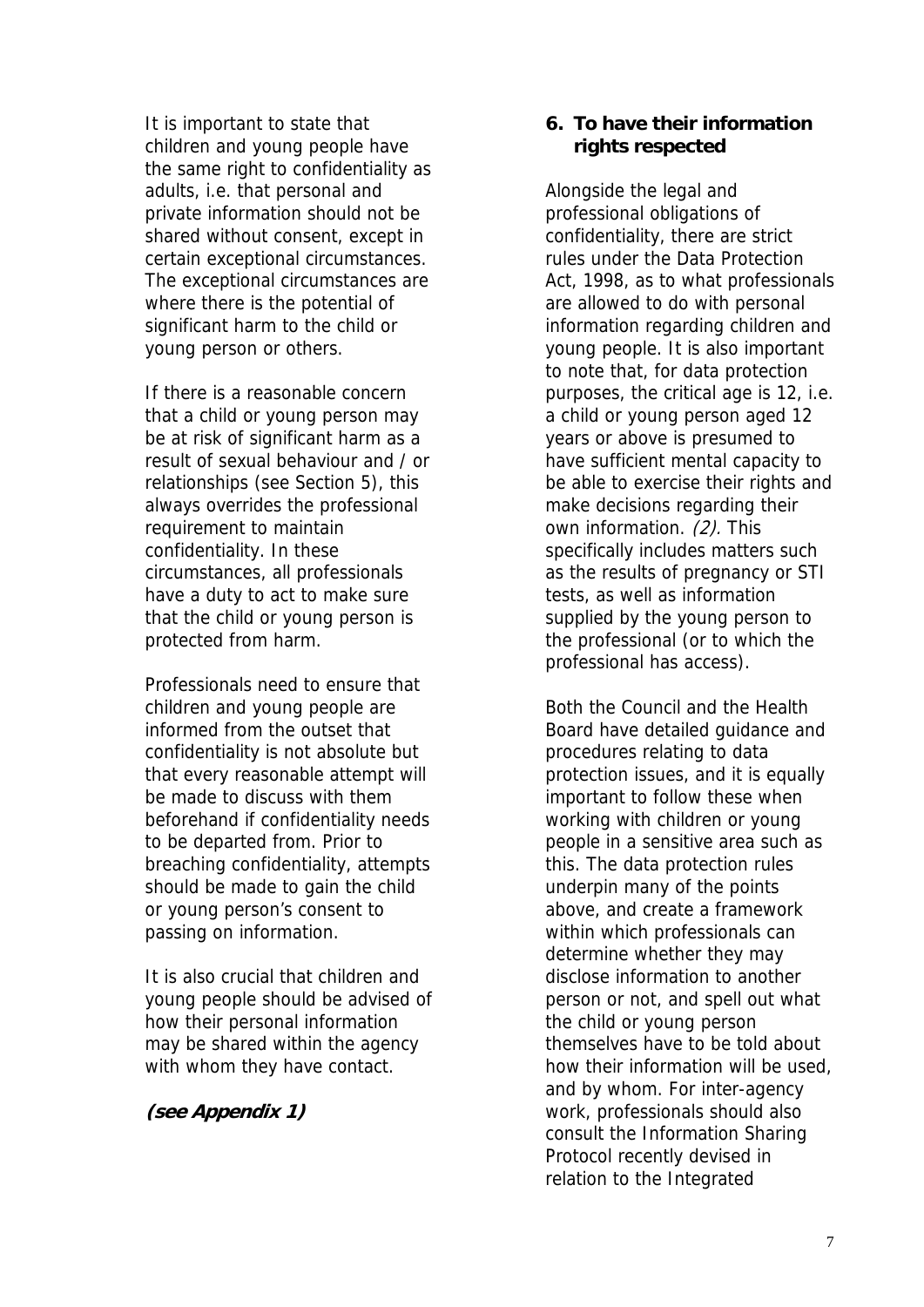It is important to state that children and young people have the same right to confidentiality as adults, i.e. that personal and private information should not be shared without consent, except in certain exceptional circumstances. The exceptional circumstances are where there is the potential of significant harm to the child or young person or others.

If there is a reasonable concern that a child or young person may be at risk of significant harm as a result of sexual behaviour and / or relationships (see Section 5), this always overrides the professional requirement to maintain confidentiality. In these circumstances, all professionals have a duty to act to make sure that the child or young person is protected from harm.

Professionals need to ensure that children and young people are informed from the outset that confidentiality is not absolute but that every reasonable attempt will be made to discuss with them beforehand if confidentiality needs to be departed from. Prior to breaching confidentiality, attempts should be made to gain the child or young person's consent to passing on information.

It is also crucial that children and young people should be advised of how their personal information may be shared within the agency with whom they have contact.

***(see Appendix 1)***

**6. To have their information rights respected**

Alongside the legal and professional obligations of confidentiality, there are strict rules under the Data Protection Act, 1998, as to what professionals are allowed to do with personal information regarding children and young people. It is also important to note that, for data protection purposes, the critical age is 12, i.e. a child or young person aged 12 years or above is presumed to have sufficient mental capacity to be able to exercise their rights and make decisions regarding their own information. *(2).* This specifically includes matters such as the results of pregnancy or STI tests, as well as information supplied by the young person to the professional (or to which the professional has access).

Both the Council and the Health Board have detailed guidance and procedures relating to data protection issues, and it is equally important to follow these when working with children or young people in a sensitive area such as this. The data protection rules underpin many of the points above, and create a framework within which professionals can determine whether they may disclose information to another person or not, and spell out what the child or young person themselves have to be told about how their information will be used, and by whom. For inter-agency work, professionals should also consult the Information Sharing Protocol recently devised in relation to the Integrated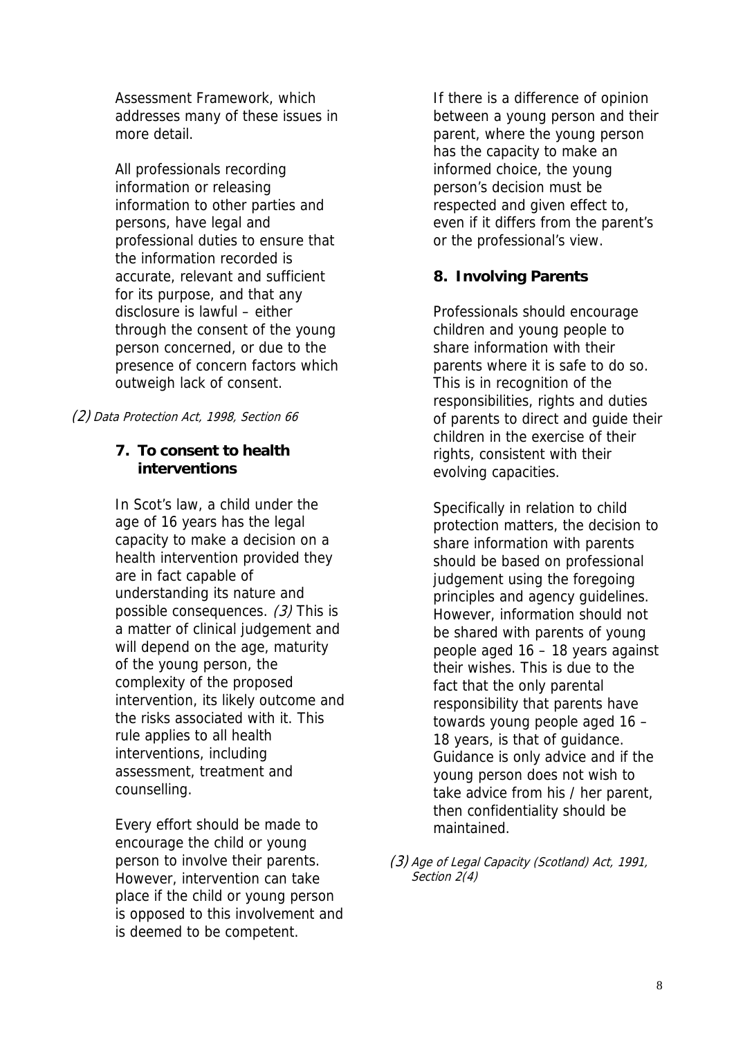Assessment Framework, which addresses many of these issues in more detail.

All professionals recording information or releasing information to other parties and persons, have legal and professional duties to ensure that the information recorded is accurate, relevant and sufficient for its purpose, and that any disclosure is lawful – either through the consent of the young person concerned, or due to the presence of concern factors which outweigh lack of consent.

*(2) Data Protection Act, 1998, Section 66*

**7. To consent to health interventions**

In Scot's law, a child under the age of 16 years has the legal capacity to make a decision on a health intervention provided they are in fact capable of understanding its nature and possible consequences. *(3)* This is a matter of clinical judgement and will depend on the age, maturity of the young person, the complexity of the proposed intervention, its likely outcome and the risks associated with it. This rule applies to all health interventions, including assessment, treatment and counselling.

Every effort should be made to encourage the child or young person to involve their parents. However, intervention can take place if the child or young person is opposed to this involvement and is deemed to be competent.

If there is a difference of opinion between a young person and their parent, where the young person has the capacity to make an informed choice, the young person's decision must be respected and given effect to, even if it differs from the parent's or the professional's view.

**8. Involving Parents**

Professionals should encourage children and young people to share information with their parents where it is safe to do so. This is in recognition of the responsibilities, rights and duties of parents to direct and guide their children in the exercise of their rights, consistent with their evolving capacities.

Specifically in relation to child protection matters, the decision to share information with parents should be based on professional judgement using the foregoing principles and agency guidelines. However, information should not be shared with parents of young people aged 16 – 18 years against their wishes. This is due to the fact that the only parental responsibility that parents have towards young people aged 16 – 18 years, is that of guidance. Guidance is only advice and if the young person does not wish to take advice from his / her parent, then confidentiality should be maintained.

*(3) Age of Legal Capacity (Scotland) Act, 1991, Section 2(4)*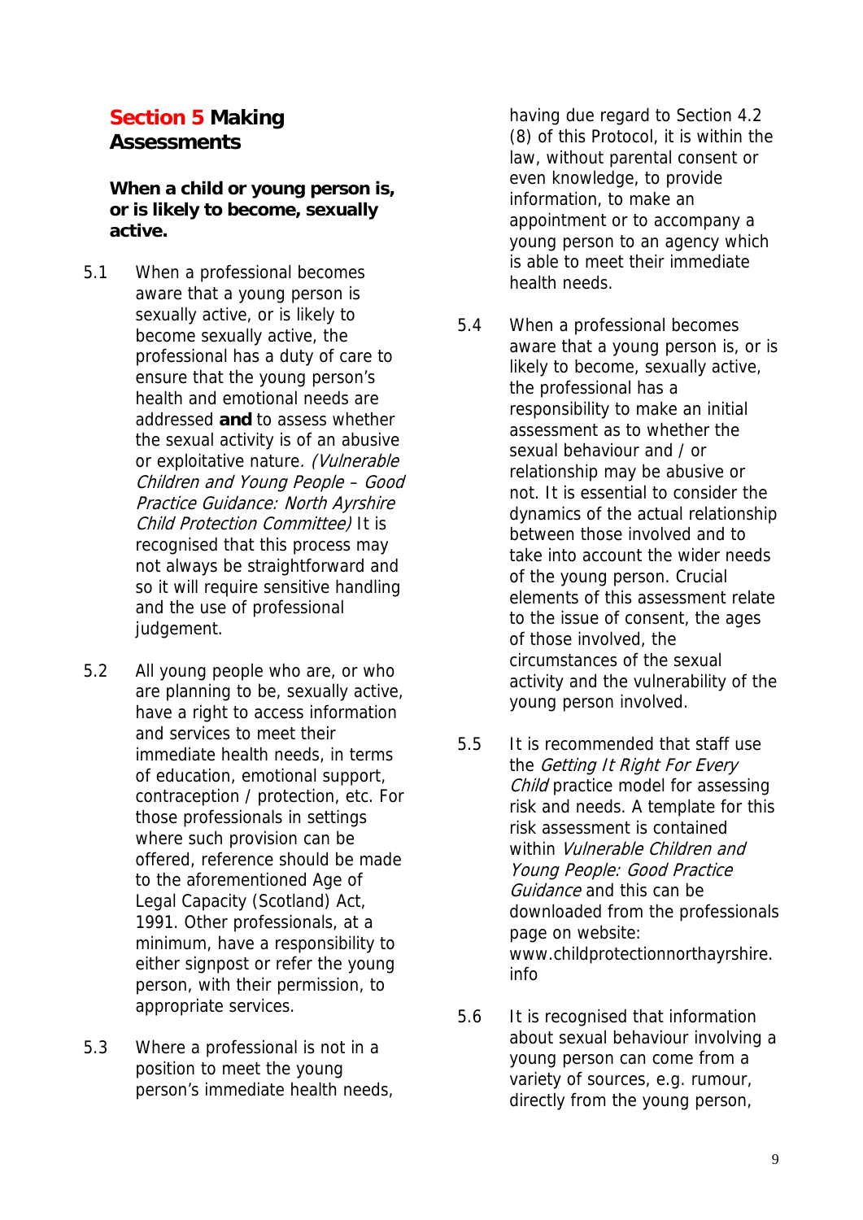## Section 5 Making Assessments

### When a child or young person is, or is likely to become, sexually active.

5.1 When a professional becomes aware that a young person is sexually active, or is likely to become sexually active, the professional has a duty of care to ensure that the young person's health and emotional needs are addressed **and** to assess whether the sexual activity is of an abusive or exploitative nature*. (Vulnerable Children and Young People – Good Practice Guidance: North Ayrshire Child Protection Committee)* It is recognised that this process may not always be straightforward and so it will require sensitive handling and the use of professional judgement.

5.2 All young people who are, or who are planning to be, sexually active, have a right to access information and services to meet their immediate health needs, in terms of education, emotional support, contraception / protection, etc. For those professionals in settings where such provision can be offered, reference should be made to the aforementioned Age of Legal Capacity (Scotland) Act, 1991. Other professionals, at a minimum, have a responsibility to either signpost or refer the young person, with their permission, to appropriate services.

5.3 Where a professional is not in a position to meet the young person's immediate health needs, having due regard to Section 4.2 (8) of this Protocol, it is within the law, without parental consent or even knowledge, to provide information, to make an appointment or to accompany a young person to an agency which is able to meet their immediate health needs.

5.4 When a professional becomes aware that a young person is, or is likely to become, sexually active, the professional has a responsibility to make an initial assessment as to whether the sexual behaviour and / or relationship may be abusive or not. It is essential to consider the dynamics of the actual relationship between those involved and to take into account the wider needs of the young person. Crucial elements of this assessment relate to the issue of consent, the ages of those involved, the circumstances of the sexual activity and the vulnerability of the young person involved.

5.5 It is recommended that staff use the *Getting It Right For Every Child* practice model for assessing risk and needs. A template for this risk assessment is contained within *Vulnerable Children and Young People: Good Practice Guidance* and this can be downloaded from the professionals page on website: www.childprotectionnorthayrshire.info

5.6 It is recognised that information about sexual behaviour involving a young person can come from a variety of sources, e.g. rumour, directly from the young person,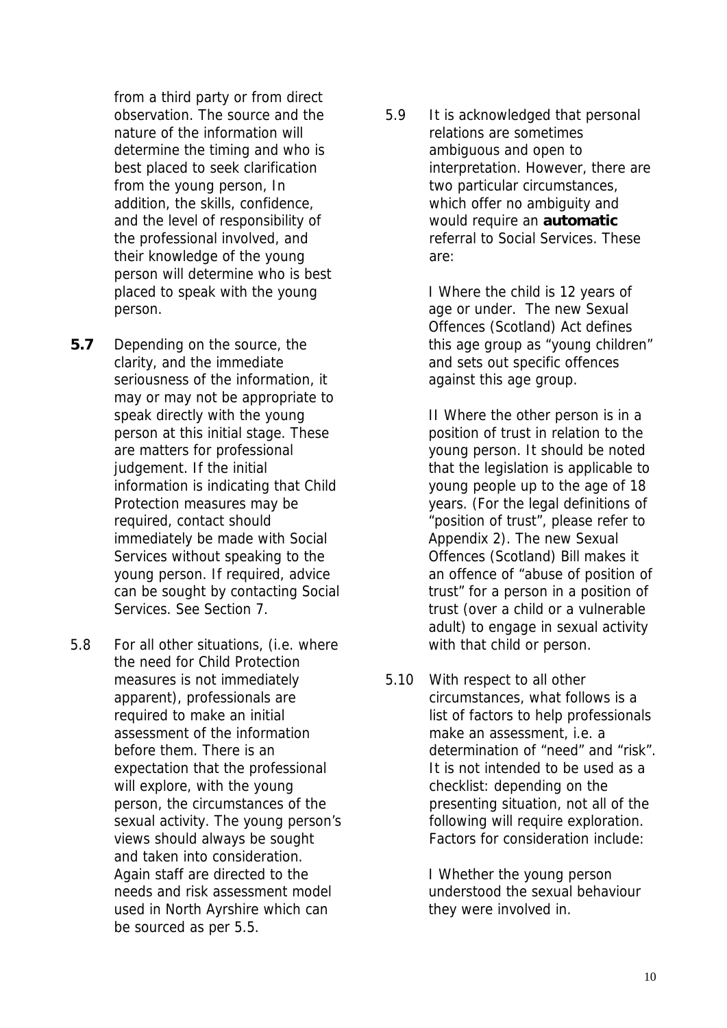from a third party or from direct observation. The source and the nature of the information will determine the timing and who is best placed to seek clarification from the young person, In addition, the skills, confidence, and the level of responsibility of the professional involved, and their knowledge of the young person will determine who is best placed to speak with the young person.

**5.7** Depending on the source, the clarity, and the immediate seriousness of the information, it may or may not be appropriate to speak directly with the young person at this initial stage. These are matters for professional judgement. If the initial information is indicating that Child Protection measures may be required, contact should immediately be made with Social Services without speaking to the young person. If required, advice can be sought by contacting Social Services. See Section 7.

5.8 For all other situations, (i.e. where the need for Child Protection measures is not immediately apparent), professionals are required to make an initial assessment of the information before them. There is an expectation that the professional will explore, with the young person, the circumstances of the sexual activity. The young person's views should always be sought and taken into consideration. Again staff are directed to the needs and risk assessment model used in North Ayrshire which can be sourced as per 5.5.

5.9 It is acknowledged that personal relations are sometimes ambiguous and open to interpretation. However, there are two particular circumstances, which offer no ambiguity and would require an **automatic** referral to Social Services. These are:

I Where the child is 12 years of age or under. The new Sexual Offences (Scotland) Act defines this age group as "young children" and sets out specific offences against this age group.

II Where the other person is in a position of trust in relation to the young person. It should be noted that the legislation is applicable to young people up to the age of 18 years. (For the legal definitions of "position of trust", please refer to Appendix 2). The new Sexual Offences (Scotland) Bill makes it an offence of "abuse of position of trust" for a person in a position of trust (over a child or a vulnerable adult) to engage in sexual activity with that child or person.

5.10 With respect to all other circumstances, what follows is a list of factors to help professionals make an assessment, i.e. a determination of "need" and "risk". It is not intended to be used as a checklist: depending on the presenting situation, not all of the following will require exploration. Factors for consideration include:

I Whether the young person understood the sexual behaviour they were involved in.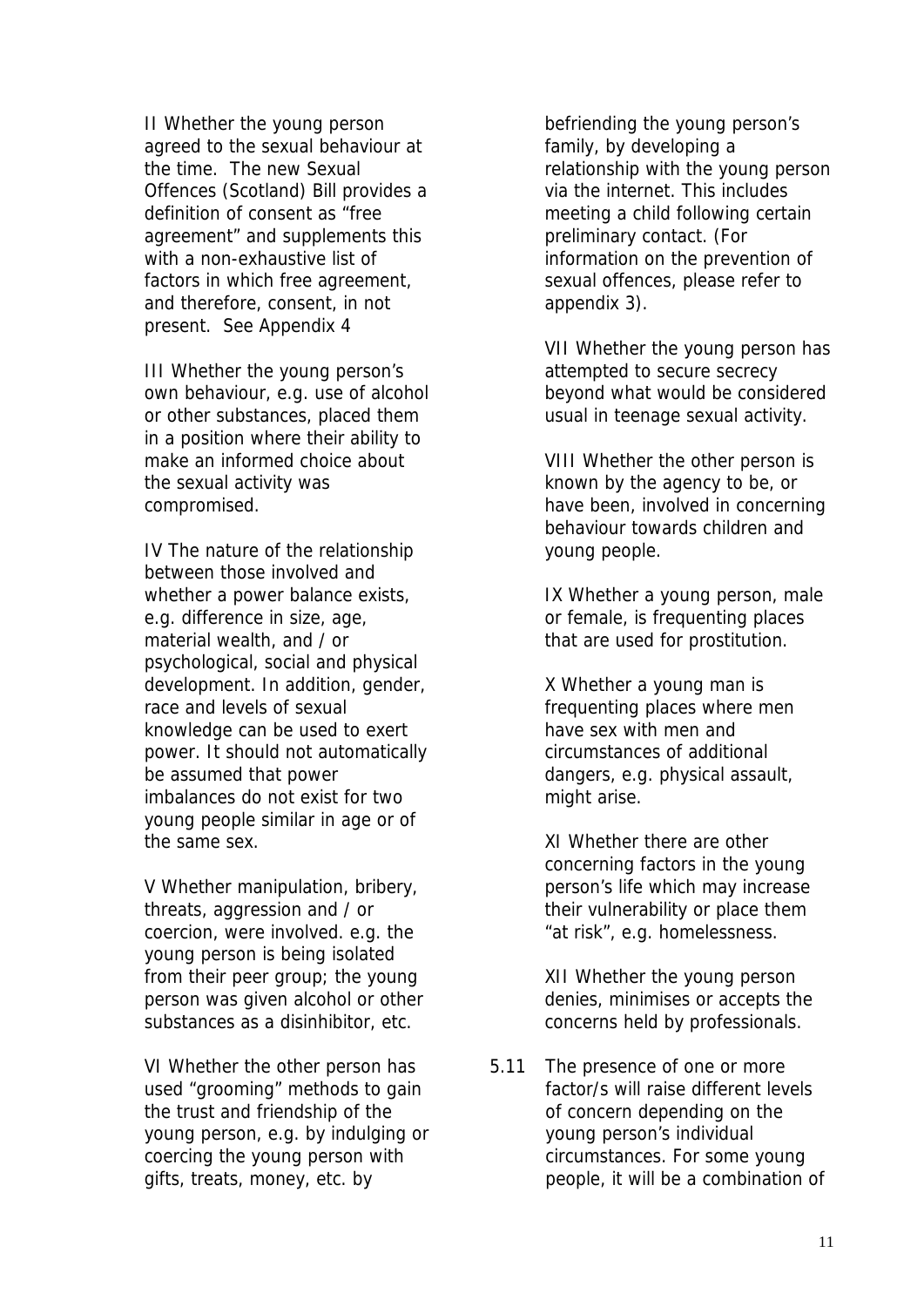II Whether the young person agreed to the sexual behaviour at the time. The new Sexual Offences (Scotland) Bill provides a definition of consent as "free agreement" and supplements this with a non-exhaustive list of factors in which free agreement, and therefore, consent, in not present. See Appendix 4

III Whether the young person's own behaviour, e.g. use of alcohol or other substances, placed them in a position where their ability to make an informed choice about the sexual activity was compromised.

IV The nature of the relationship between those involved and whether a power balance exists, e.g. difference in size, age, material wealth, and / or psychological, social and physical development. In addition, gender, race and levels of sexual knowledge can be used to exert power. It should not automatically be assumed that power imbalances do not exist for two young people similar in age or of the same sex.

V Whether manipulation, bribery, threats, aggression and / or coercion, were involved. e.g. the young person is being isolated from their peer group; the young person was given alcohol or other substances as a disinhibitor, etc.

VI Whether the other person has used "grooming" methods to gain the trust and friendship of the young person, e.g. by indulging or coercing the young person with gifts, treats, money, etc. by befriending the young person's family, by developing a relationship with the young person via the internet. This includes meeting a child following certain preliminary contact. (For information on the prevention of sexual offences, please refer to appendix 3).

VII Whether the young person has attempted to secure secrecy beyond what would be considered usual in teenage sexual activity.

VIII Whether the other person is known by the agency to be, or have been, involved in concerning behaviour towards children and young people.

IX Whether a young person, male or female, is frequenting places that are used for prostitution.

X Whether a young man is frequenting places where men have sex with men and circumstances of additional dangers, e.g. physical assault, might arise.

XI Whether there are other concerning factors in the young person's life which may increase their vulnerability or place them "at risk", e.g. homelessness.

XII Whether the young person denies, minimises or accepts the concerns held by professionals.

5.11 The presence of one or more factor/s will raise different levels of concern depending on the young person's individual circumstances. For some young people, it will be a combination of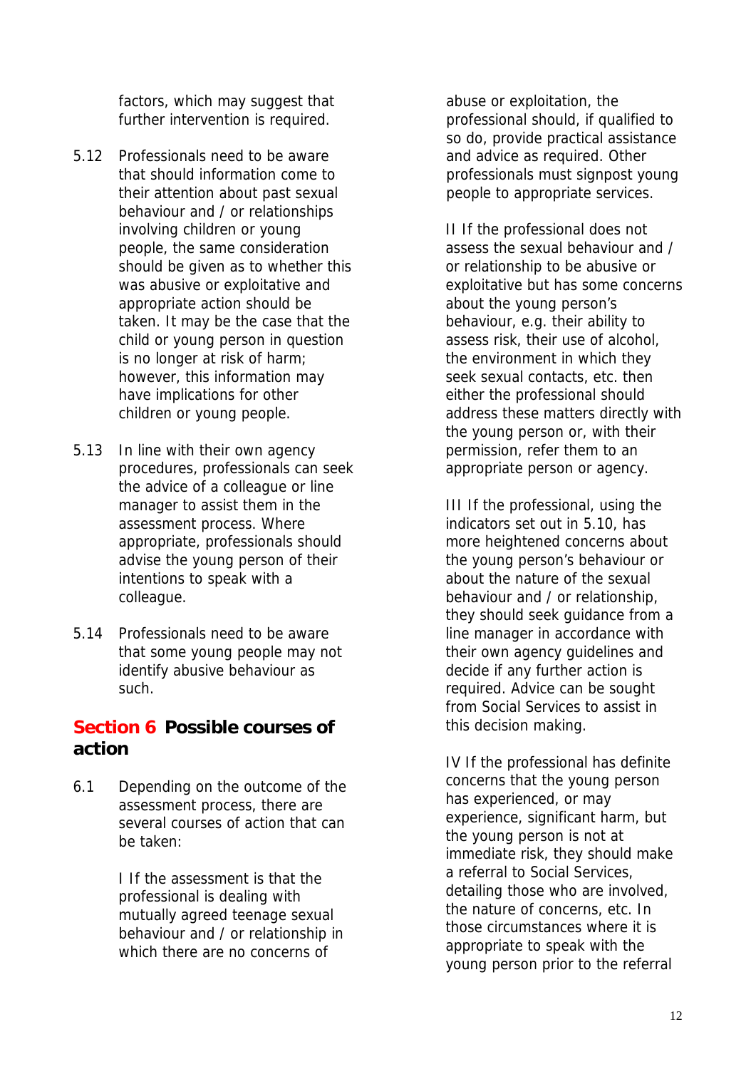factors, which may suggest that further intervention is required.

5.12 Professionals need to be aware that should information come to their attention about past sexual behaviour and / or relationships involving children or young people, the same consideration should be given as to whether this was abusive or exploitative and appropriate action should be taken. It may be the case that the child or young person in question is no longer at risk of harm; however, this information may have implications for other children or young people.

5.13 In line with their own agency procedures, professionals can seek the advice of a colleague or line manager to assist them in the assessment process. Where appropriate, professionals should advise the young person of their intentions to speak with a colleague.

5.14 Professionals need to be aware that some young people may not identify abusive behaviour as such.

## Section 6 Possible courses of action

6.1 Depending on the outcome of the assessment process, there are several courses of action that can be taken:

I If the assessment is that the professional is dealing with mutually agreed teenage sexual behaviour and / or relationship in which there are no concerns of abuse or exploitation, the professional should, if qualified to so do, provide practical assistance and advice as required. Other professionals must signpost young people to appropriate services.

II If the professional does not assess the sexual behaviour and / or relationship to be abusive or exploitative but has some concerns about the young person's behaviour, e.g. their ability to assess risk, their use of alcohol, the environment in which they seek sexual contacts, etc. then either the professional should address these matters directly with the young person or, with their permission, refer them to an appropriate person or agency.

III If the professional, using the indicators set out in 5.10, has more heightened concerns about the young person's behaviour or about the nature of the sexual behaviour and / or relationship, they should seek guidance from a line manager in accordance with their own agency guidelines and decide if any further action is required. Advice can be sought from Social Services to assist in this decision making.

IV If the professional has definite concerns that the young person has experienced, or may experience, significant harm, but the young person is not at immediate risk, they should make a referral to Social Services, detailing those who are involved, the nature of concerns, etc. In those circumstances where it is appropriate to speak with the young person prior to the referral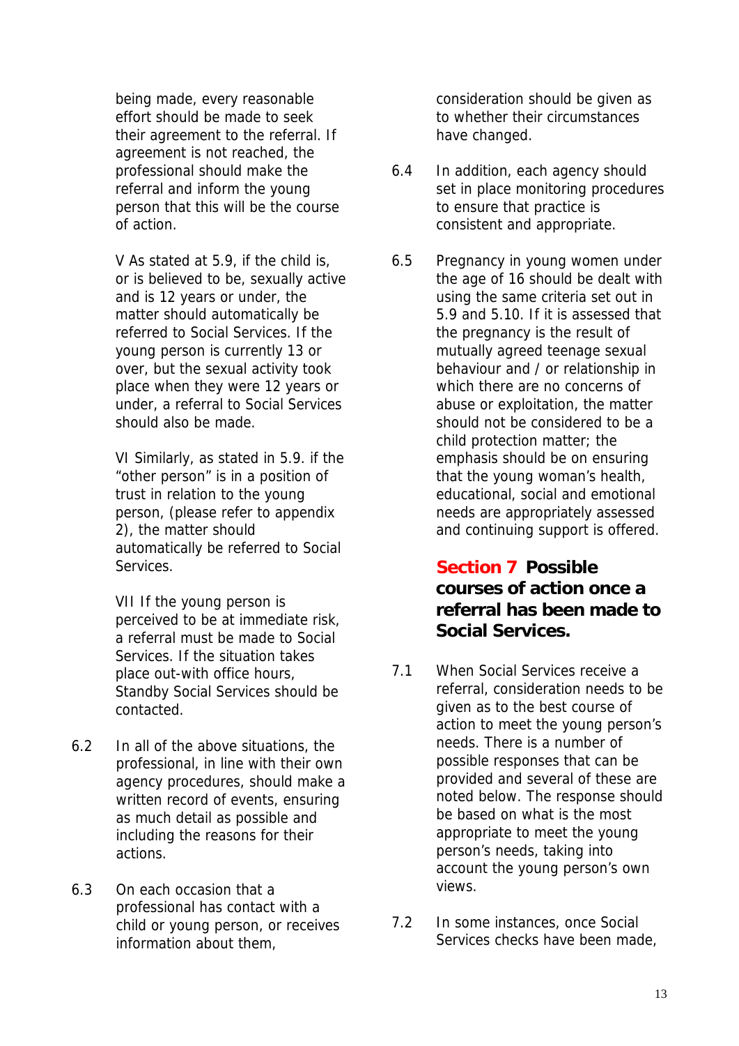being made, every reasonable effort should be made to seek their agreement to the referral. If agreement is not reached, the professional should make the referral and inform the young person that this will be the course of action.

V As stated at 5.9, if the child is, or is believed to be, sexually active and is 12 years or under, the matter should automatically be referred to Social Services. If the young person is currently 13 or over, but the sexual activity took place when they were 12 years or under, a referral to Social Services should also be made.

VI Similarly, as stated in 5.9. if the "other person" is in a position of trust in relation to the young person, (please refer to appendix 2), the matter should automatically be referred to Social Services.

VII If the young person is perceived to be at immediate risk, a referral must be made to Social Services. If the situation takes place out-with office hours, Standby Social Services should be contacted.

6.2 In all of the above situations, the professional, in line with their own agency procedures, should make a written record of events, ensuring as much detail as possible and including the reasons for their actions.

6.3 On each occasion that a professional has contact with a child or young person, or receives information about them, consideration should be given as to whether their circumstances have changed.

6.4 In addition, each agency should set in place monitoring procedures to ensure that practice is consistent and appropriate.

6.5 Pregnancy in young women under the age of 16 should be dealt with using the same criteria set out in 5.9 and 5.10. If it is assessed that the pregnancy is the result of mutually agreed teenage sexual behaviour and / or relationship in which there are no concerns of abuse or exploitation, the matter should not be considered to be a child protection matter; the emphasis should be on ensuring that the young woman's health, educational, social and emotional needs are appropriately assessed and continuing support is offered.

## Section 7 Possible courses of action once a referral has been made to Social Services.

7.1 When Social Services receive a referral, consideration needs to be given as to the best course of action to meet the young person's needs. There is a number of possible responses that can be provided and several of these are noted below. The response should be based on what is the most appropriate to meet the young person's needs, taking into account the young person's own views.

7.2 In some instances, once Social Services checks have been made,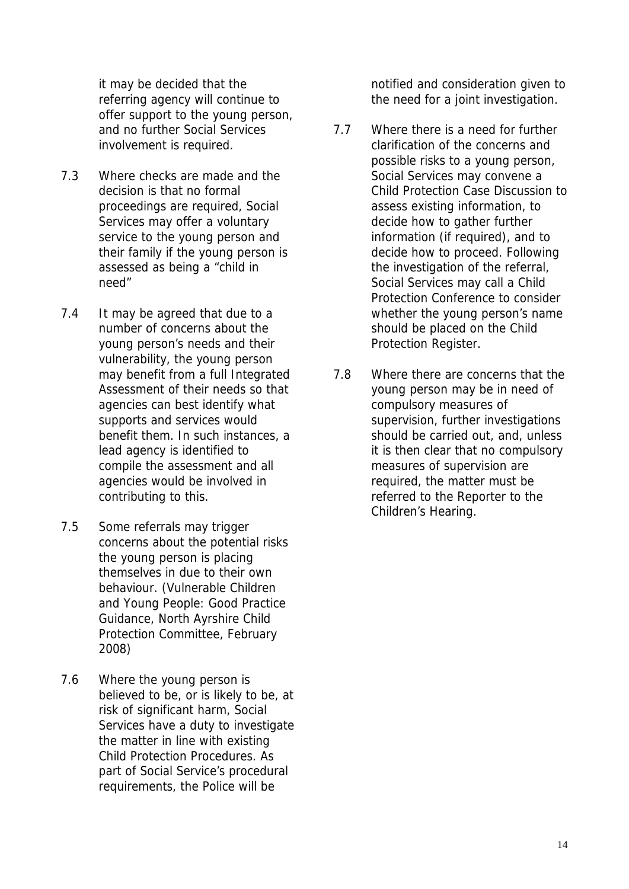it may be decided that the referring agency will continue to offer support to the young person, and no further Social Services involvement is required.

7.3 Where checks are made and the decision is that no formal proceedings are required, Social Services may offer a voluntary service to the young person and their family if the young person is assessed as being a "child in need"

7.4 It may be agreed that due to a number of concerns about the young person's needs and their vulnerability, the young person may benefit from a full Integrated Assessment of their needs so that agencies can best identify what supports and services would benefit them. In such instances, a lead agency is identified to compile the assessment and all agencies would be involved in contributing to this.

7.5 Some referrals may trigger concerns about the potential risks the young person is placing themselves in due to their own behaviour. (Vulnerable Children and Young People: Good Practice Guidance, North Ayrshire Child Protection Committee, February 2008)

7.6 Where the young person is believed to be, or is likely to be, at risk of significant harm, Social Services have a duty to investigate the matter in line with existing Child Protection Procedures. As part of Social Service's procedural requirements, the Police will be notified and consideration given to the need for a joint investigation.

7.7 Where there is a need for further clarification of the concerns and possible risks to a young person, Social Services may convene a Child Protection Case Discussion to assess existing information, to decide how to gather further information (if required), and to decide how to proceed. Following the investigation of the referral, Social Services may call a Child Protection Conference to consider whether the young person's name should be placed on the Child Protection Register.

7.8 Where there are concerns that the young person may be in need of compulsory measures of supervision, further investigations should be carried out, and, unless it is then clear that no compulsory measures of supervision are required, the matter must be referred to the Reporter to the Children's Hearing.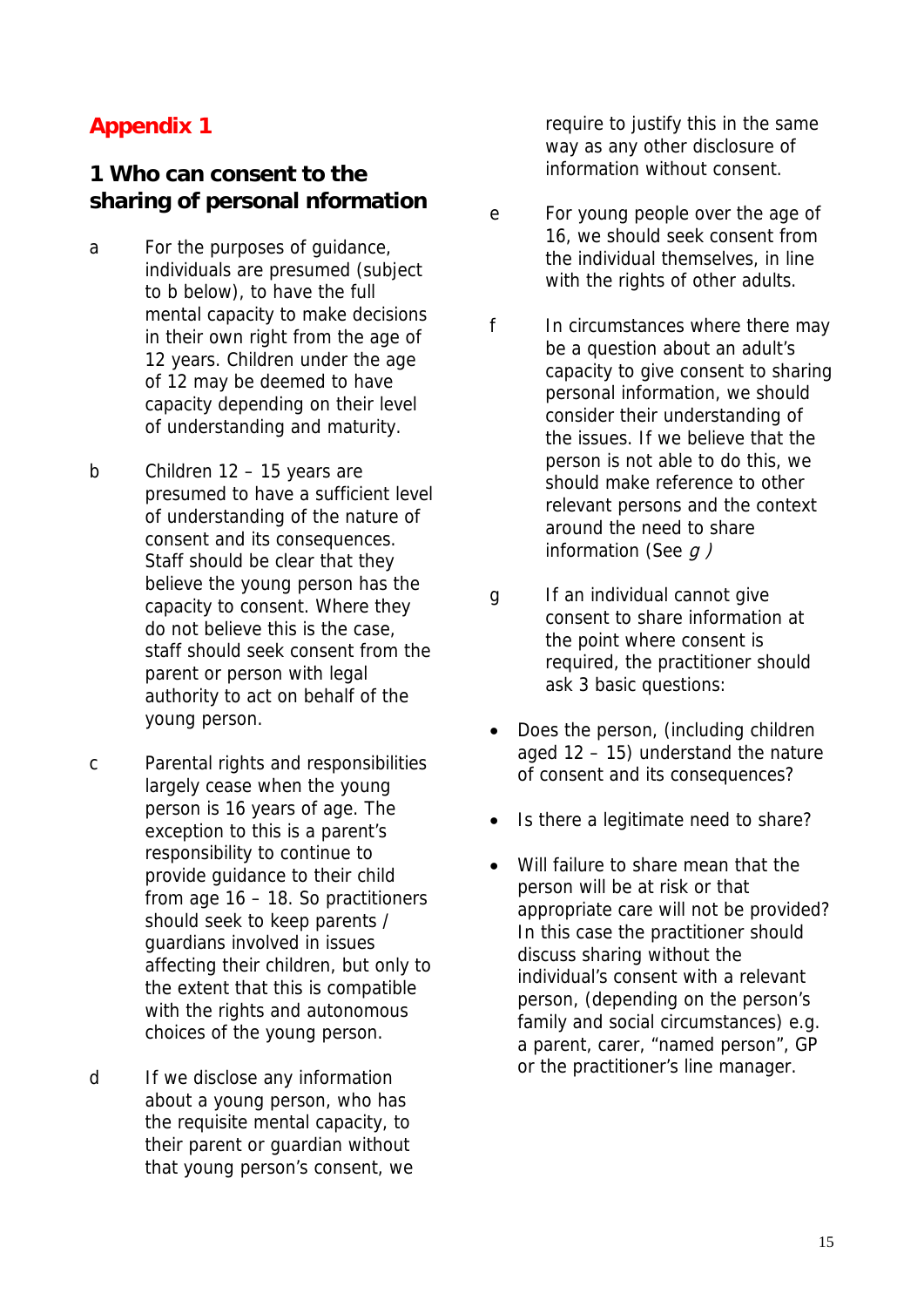# Appendix 1

## 1 Who can consent to the sharing of personal nformation

a For the purposes of guidance, individuals are presumed (subject to b below), to have the full mental capacity to make decisions in their own right from the age of 12 years. Children under the age of 12 may be deemed to have capacity depending on their level of understanding and maturity.

b Children 12 – 15 years are presumed to have a sufficient level of understanding of the nature of consent and its consequences. Staff should be clear that they believe the young person has the capacity to consent. Where they do not believe this is the case, staff should seek consent from the parent or person with legal authority to act on behalf of the young person.

c Parental rights and responsibilities largely cease when the young person is 16 years of age. The exception to this is a parent's responsibility to continue to provide guidance to their child from age 16 – 18. So practitioners should seek to keep parents / guardians involved in issues affecting their children, but only to the extent that this is compatible with the rights and autonomous choices of the young person.

d If we disclose any information about a young person, who has the requisite mental capacity, to their parent or guardian without that young person's consent, we require to justify this in the same way as any other disclosure of information without consent.

e For young people over the age of 16, we should seek consent from the individual themselves, in line with the rights of other adults.

f In circumstances where there may be a question about an adult's capacity to give consent to sharing personal information, we should consider their understanding of the issues. If we believe that the person is not able to do this, we should make reference to other relevant persons and the context around the need to share information (See *g )*

g If an individual cannot give consent to share information at the point where consent is required, the practitioner should ask 3 basic questions:

- Does the person, (including children aged 12 – 15) understand the nature of consent and its consequences?
- Is there a legitimate need to share?
- Will failure to share mean that the person will be at risk or that appropriate care will not be provided? In this case the practitioner should discuss sharing without the individual's consent with a relevant person, (depending on the person's family and social circumstances) e.g. a parent, carer, "named person", GP or the practitioner's line manager.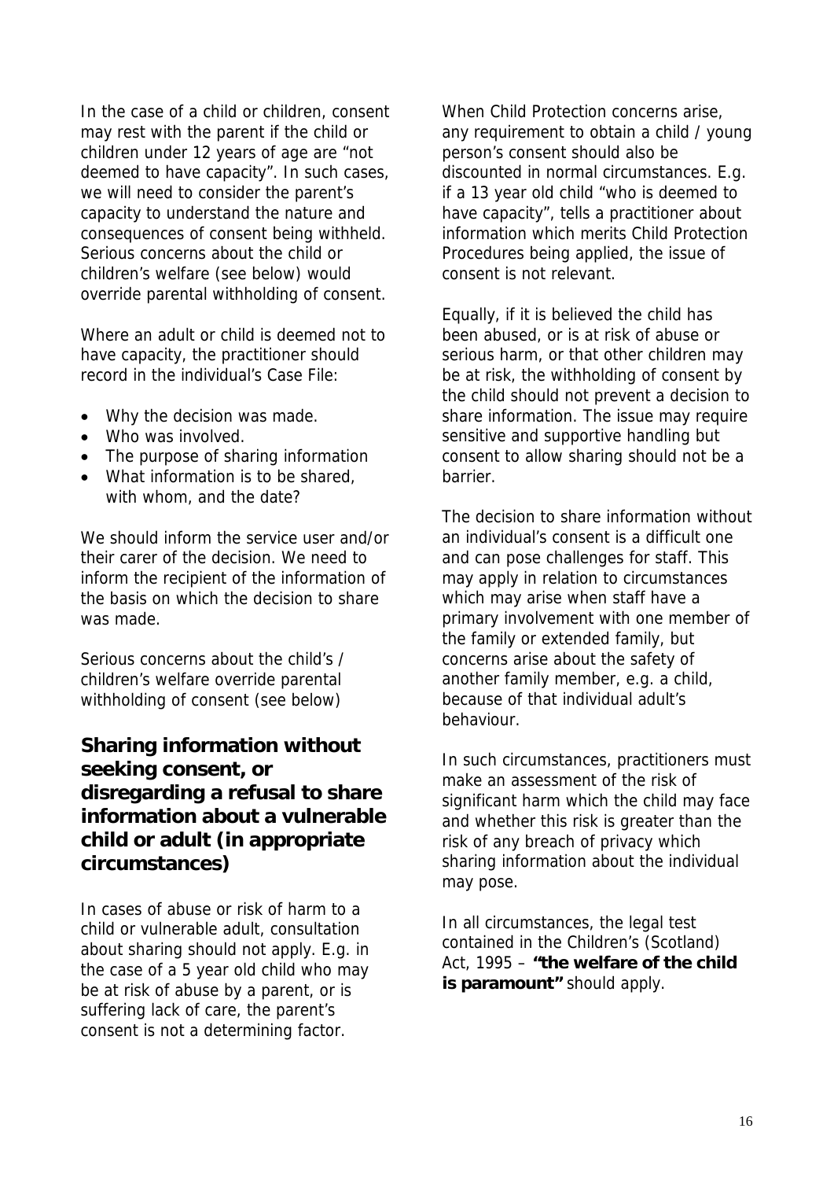In the case of a child or children, consent may rest with the parent if the child or children under 12 years of age are "not deemed to have capacity". In such cases, we will need to consider the parent's capacity to understand the nature and consequences of consent being withheld. Serious concerns about the child or children's welfare (see below) would override parental withholding of consent.

Where an adult or child is deemed not to have capacity, the practitioner should record in the individual's Case File:

- Why the decision was made.
- Who was involved.
- The purpose of sharing information
- What information is to be shared, with whom, and the date?

We should inform the service user and/or their carer of the decision. We need to inform the recipient of the information of the basis on which the decision to share was made.

Serious concerns about the child's / children's welfare override parental withholding of consent (see below)

## Sharing information without seeking consent, or disregarding a refusal to share information about a vulnerable child or adult (in appropriate circumstances)

In cases of abuse or risk of harm to a child or vulnerable adult, consultation about sharing should not apply. E.g. in the case of a 5 year old child who may be at risk of abuse by a parent, or is suffering lack of care, the parent's consent is not a determining factor.

When Child Protection concerns arise, any requirement to obtain a child / young person's consent should also be discounted in normal circumstances. E.g. if a 13 year old child "who is deemed to have capacity", tells a practitioner about information which merits Child Protection Procedures being applied, the issue of consent is not relevant.

Equally, if it is believed the child has been abused, or is at risk of abuse or serious harm, or that other children may be at risk, the withholding of consent by the child should not prevent a decision to share information. The issue may require sensitive and supportive handling but consent to allow sharing should not be a barrier.

The decision to share information without an individual's consent is a difficult one and can pose challenges for staff. This may apply in relation to circumstances which may arise when staff have a primary involvement with one member of the family or extended family, but concerns arise about the safety of another family member, e.g. a child, because of that individual adult's behaviour.

In such circumstances, practitioners must make an assessment of the risk of significant harm which the child may face and whether this risk is greater than the risk of any breach of privacy which sharing information about the individual may pose.

In all circumstances, the legal test contained in the Children's (Scotland) Act, 1995 – **"the welfare of the child is paramount"** should apply.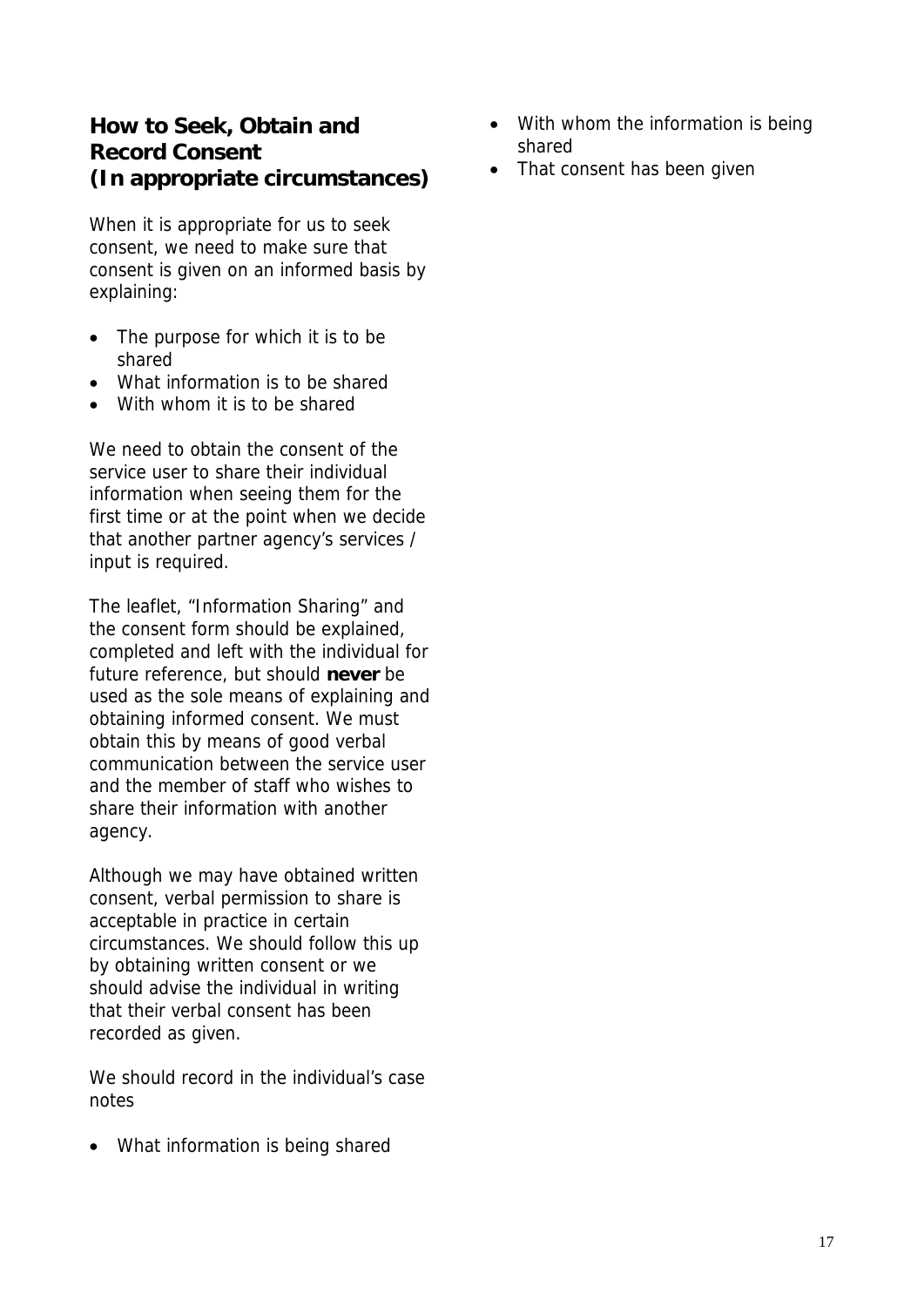## How to Seek, Obtain and Record Consent (In appropriate circumstances)

When it is appropriate for us to seek consent, we need to make sure that consent is given on an informed basis by explaining:

- The purpose for which it is to be shared
- What information is to be shared
- With whom it is to be shared

We need to obtain the consent of the service user to share their individual information when seeing them for the first time or at the point when we decide that another partner agency's services / input is required.

The leaflet, "Information Sharing" and the consent form should be explained, completed and left with the individual for future reference, but should **never** be used as the sole means of explaining and obtaining informed consent. We must obtain this by means of good verbal communication between the service user and the member of staff who wishes to share their information with another agency.

Although we may have obtained written consent, verbal permission to share is acceptable in practice in certain circumstances. We should follow this up by obtaining written consent or we should advise the individual in writing that their verbal consent has been recorded as given.

We should record in the individual's case notes

- What information is being shared
- With whom the information is being shared
- That consent has been given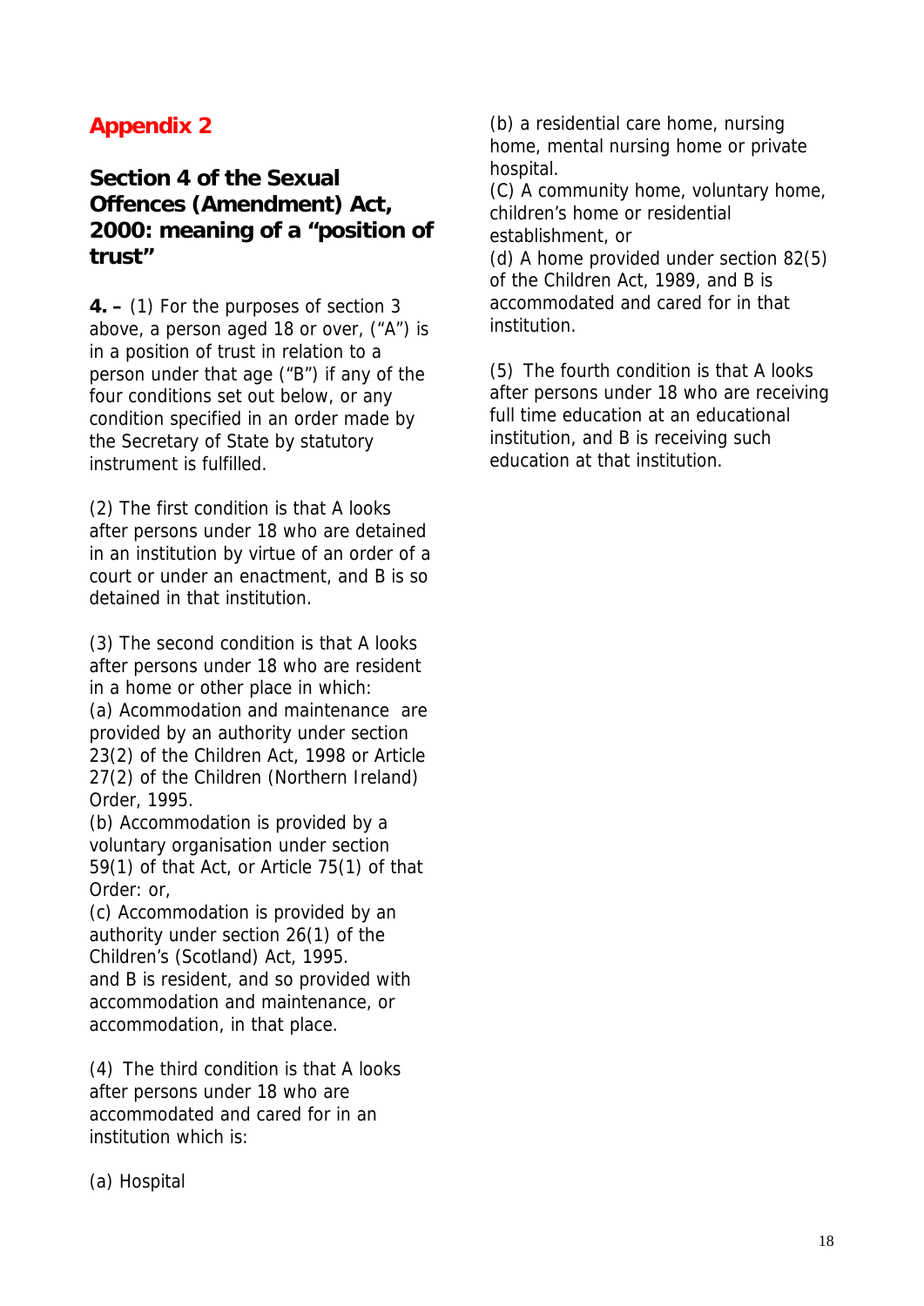# Appendix 2

## Section 4 of the Sexual Offences (Amendment) Act, 2000: meaning of a "position of trust"

**4. –** (1) For the purposes of section 3 above, a person aged 18 or over, ("A") is in a position of trust in relation to a person under that age ("B") if any of the four conditions set out below, or any condition specified in an order made by the Secretary of State by statutory instrument is fulfilled.

(2) The first condition is that A looks after persons under 18 who are detained in an institution by virtue of an order of a court or under an enactment, and B is so detained in that institution.

(3) The second condition is that A looks after persons under 18 who are resident in a home or other place in which:
(a) Acommodation and maintenance are provided by an authority under section 23(2) of the Children Act, 1998 or Article 27(2) of the Children (Northern Ireland) Order, 1995.
(b) Accommodation is provided by a voluntary organisation under section 59(1) of that Act, or Article 75(1) of that Order: or,
(c) Accommodation is provided by an authority under section 26(1) of the Children's (Scotland) Act, 1995.
and B is resident, and so provided with accommodation and maintenance, or accommodation, in that place.

(4) The third condition is that A looks after persons under 18 who are accommodated and cared for in an institution which is:

(a) Hospital
(b) a residential care home, nursing home, mental nursing home or private hospital.
(C) A community home, voluntary home, children's home or residential establishment, or
(d) A home provided under section 82(5) of the Children Act, 1989, and B is accommodated and cared for in that institution.

(5) The fourth condition is that A looks after persons under 18 who are receiving full time education at an educational institution, and B is receiving such education at that institution.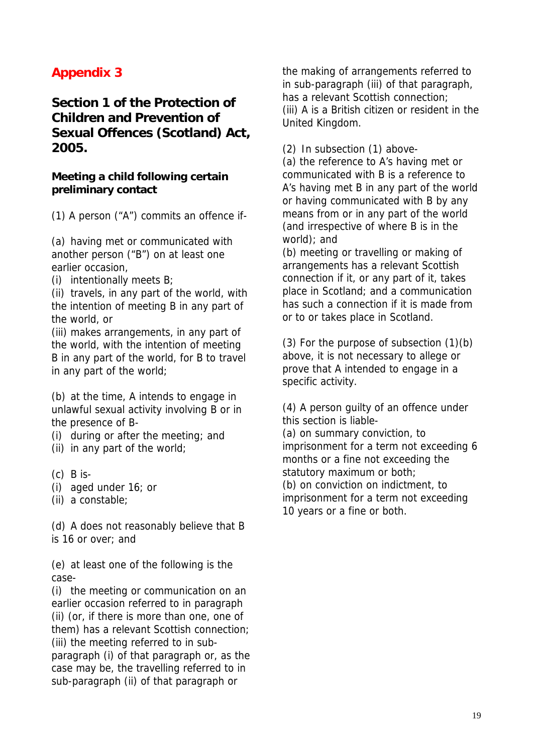## Appendix 3

## Section 1 of the Protection of Children and Prevention of Sexual Offences (Scotland) Act, 2005.

### Meeting a child following certain preliminary contact

(1) A person ("A") commits an offence if-

(a) having met or communicated with another person ("B") on at least one earlier occasion,
(i) intentionally meets B;
(ii) travels, in any part of the world, with the intention of meeting B in any part of the world, or
(iii) makes arrangements, in any part of the world, with the intention of meeting B in any part of the world, for B to travel in any part of the world;

(b) at the time, A intends to engage in unlawful sexual activity involving B or in the presence of B-
(i) during or after the meeting; and
(ii) in any part of the world;

(c) B is-
(i) aged under 16; or
(ii) a constable;

(d) A does not reasonably believe that B is 16 or over; and

(e) at least one of the following is the case-
(i) the meeting or communication on an earlier occasion referred to in paragraph (ii) (or, if there is more than one, one of them) has a relevant Scottish connection;
(iii) the meeting referred to in sub-paragraph (i) of that paragraph or, as the case may be, the travelling referred to in sub-paragraph (ii) of that paragraph or the making of arrangements referred to in sub-paragraph (iii) of that paragraph, has a relevant Scottish connection;
(iii) A is a British citizen or resident in the United Kingdom.

(2) In subsection (1) above-
(a) the reference to A's having met or communicated with B is a reference to A's having met B in any part of the world or having communicated with B by any means from or in any part of the world (and irrespective of where B is in the world); and
(b) meeting or travelling or making of arrangements has a relevant Scottish connection if it, or any part of it, takes place in Scotland; and a communication has such a connection if it is made from or to or takes place in Scotland.

(3) For the purpose of subsection (1)(b) above, it is not necessary to allege or prove that A intended to engage in a specific activity.

(4) A person guilty of an offence under this section is liable-
(a) on summary conviction, to imprisonment for a term not exceeding 6 months or a fine not exceeding the statutory maximum or both;
(b) on conviction on indictment, to imprisonment for a term not exceeding 10 years or a fine or both.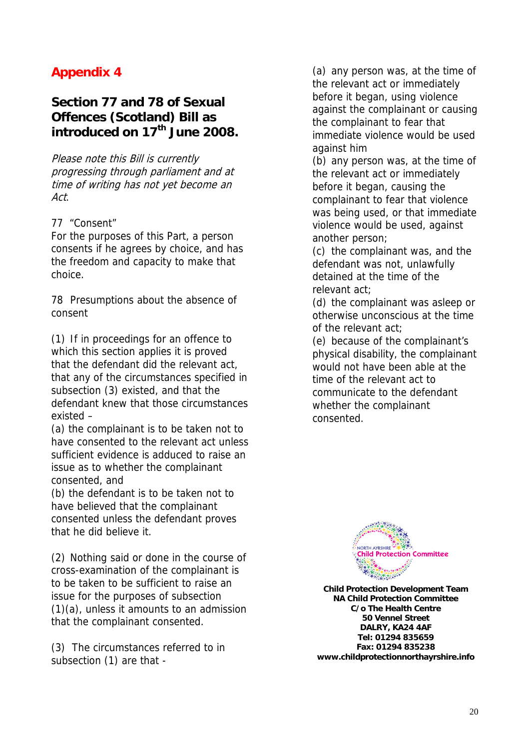## Appendix 4

### Section 77 and 78 of Sexual Offences (Scotland) Bill as introduced on 17th June 2008.

*Please note this Bill is currently progressing through parliament and at time of writing has not yet become an Act.*

77 "Consent"

For the purposes of this Part, a person consents if he agrees by choice, and has the freedom and capacity to make that choice.

78 Presumptions about the absence of consent

(1) If in proceedings for an offence to which this section applies it is proved that the defendant did the relevant act, that any of the circumstances specified in subsection (3) existed, and that the defendant knew that those circumstances existed –

(a) the complainant is to be taken not to have consented to the relevant act unless sufficient evidence is adduced to raise an issue as to whether the complainant consented, and

(b) the defendant is to be taken not to have believed that the complainant consented unless the defendant proves that he did believe it.

(2) Nothing said or done in the course of cross-examination of the complainant is to be taken to be sufficient to raise an issue for the purposes of subsection (1)(a), unless it amounts to an admission that the complainant consented.

(3) The circumstances referred to in subsection (1) are that -

(a) any person was, at the time of the relevant act or immediately before it began, using violence against the complainant or causing the complainant to fear that immediate violence would be used against him

(b) any person was, at the time of the relevant act or immediately before it began, causing the complainant to fear that violence was being used, or that immediate violence would be used, against another person;

(c) the complainant was, and the defendant was not, unlawfully detained at the time of the relevant act;

(d) the complainant was asleep or otherwise unconscious at the time of the relevant act;

(e) because of the complainant's physical disability, the complainant would not have been able at the time of the relevant act to communicate to the defendant whether the complainant consented.

NORTH AYRSHIRE Child Protection Committee

**Child Protection Development Team**
**NA Child Protection Committee**
**C/o The Health Centre**
**50 Vennel Street**
**DALRY, KA24 4AF**
**Tel: 01294 835659**
**Fax: 01294 835238**
**www.childprotectionnorthayrshire.info**